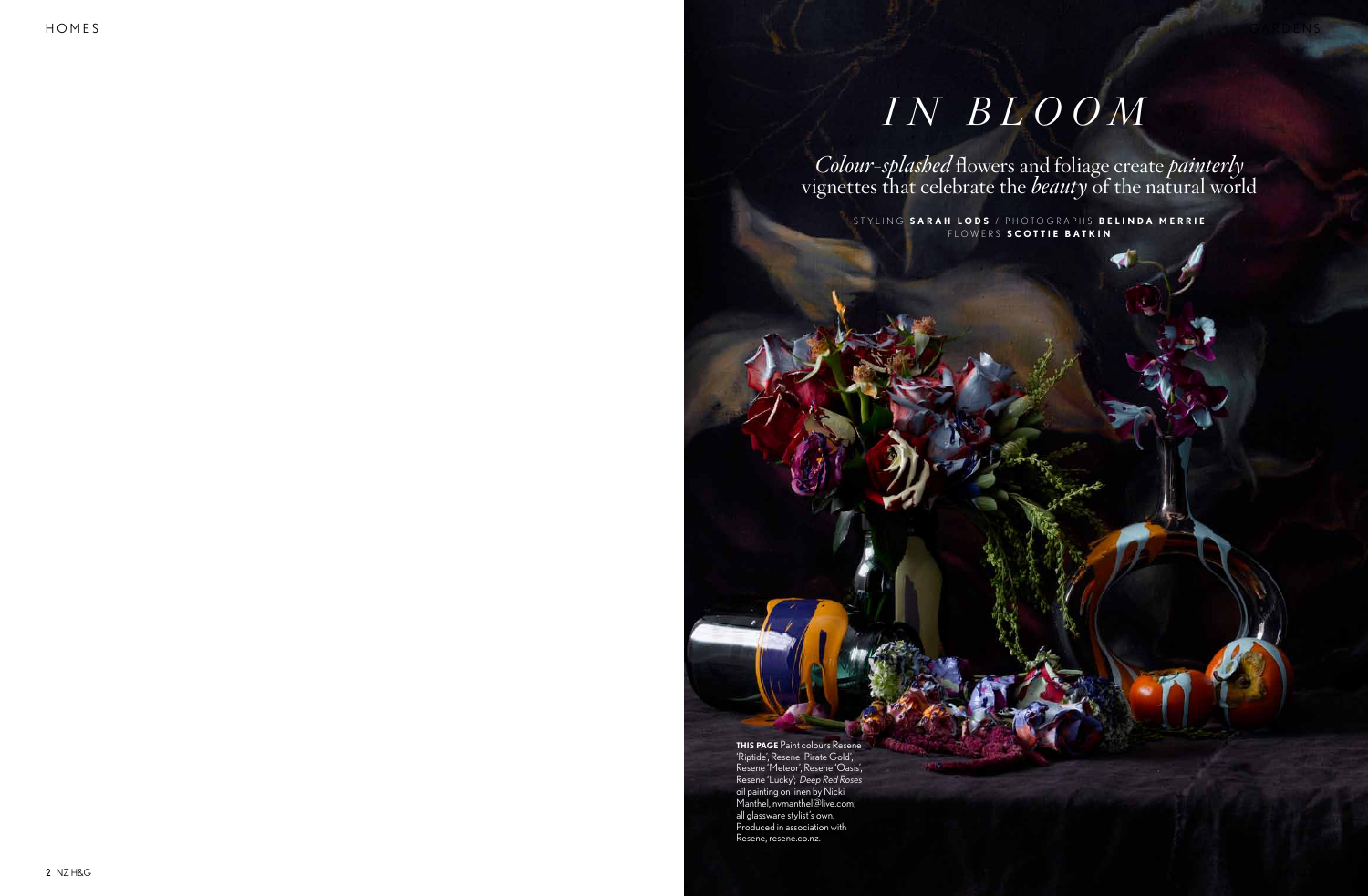# *IN BLOOM*

*Colour-splashed* flowers and foliage create *painterly* vignettes that celebrate the *beauty* of the natural world

STYLING **SARAH LODS** / PHOTOGRAPHS **BELINDA MERRIE**
FLOWERS **SCOTTIE BATKIN**

**THIS PAGE** Paint colours Resene 'Riptide', Resene 'Pirate Gold', Resene 'Meteor', Resene 'Oasis', Resene 'Lucky'; *Deep Red Roses* oil painting on linen by Nicki Manthel, nvmanthel@live.com; all glassware stylist's own. Produced in association with Resene, resene.co.nz.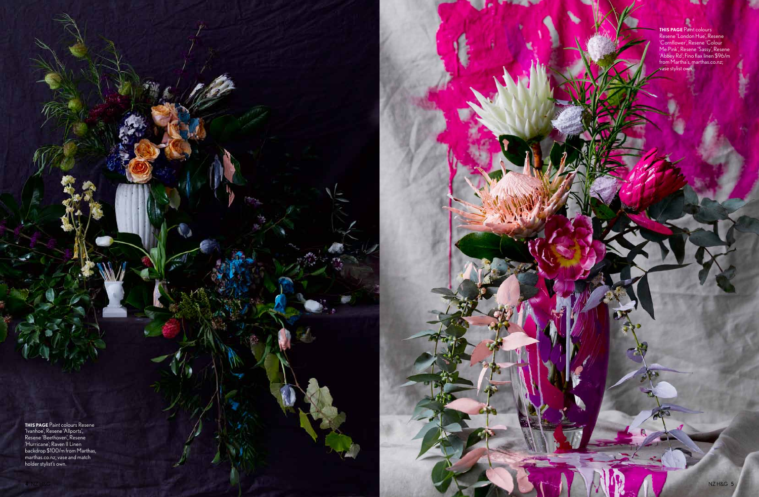**THIS PAGE** Paint colours Resene 'Ivanhoe', Resene 'Allports', Resene 'Beethoven', Resene 'Hurricane'; Raven II Linen backdrop $100/m from Marthas, marthas.co.nz; vase and match holder stylist's own.

**THIS PAGE** Paint colours Resene 'London Hue', Resene 'Cornflower', Resene 'Colour Me Pink', Resene 'Sassy', Resene 'Abbey Rd'; Fino flax linen $96/m from Martha's, marthas.co.nz; vase stylist own.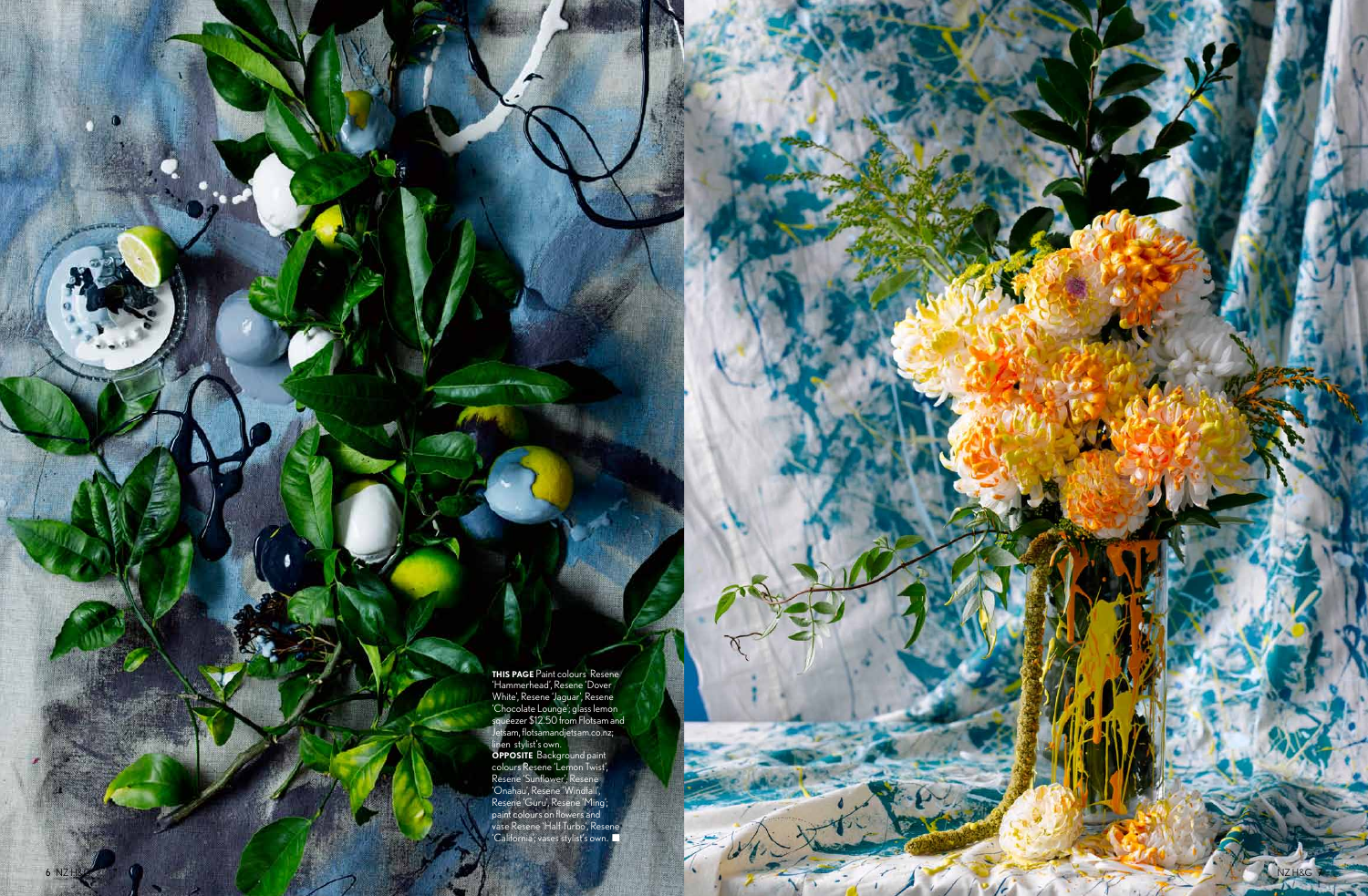**THIS PAGE** Paint colours Resene 'Hammerhead', Resene 'Dover White', Resene 'Jaguar', Resene 'Chocolate Lounge'; glass lemon squeezer $12.50 from Flotsam and Jetsam, flotsamandjetsam.co.nz; linen stylist's own.
**OPPOSITE** Background paint colours Resene 'Lemon Twist', Resene 'Sunflower', Resene 'Onahau', Resene 'Windfall', Resene 'Guru', Resene 'Ming'; paint colours on flowers and vase Resene 'Half Turbo', Resene 'California'; vases stylist's own. ■